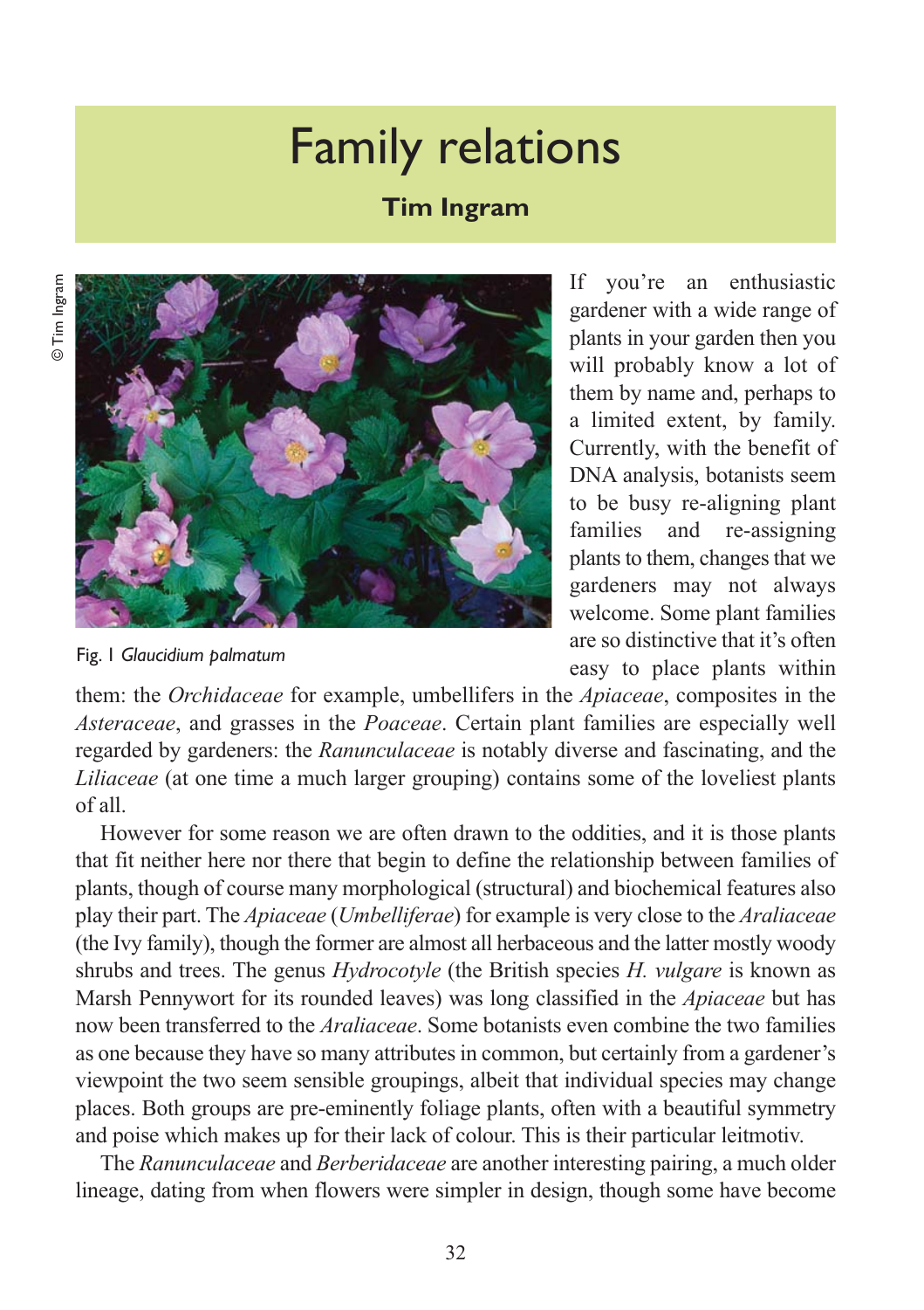# Family relations

**Tim Ingram**

© Tim Ingram

Fig. 1 *Glaucidium palmatum*

If you're an enthusiastic gardener with a wide range of plants in your garden then you will probably know a lot of them by name and, perhaps to a limited extent, by family. Currently, with the benefit of DNA analysis, botanists seem to be busy re-aligning plant families and re-assigning plants to them, changes that we gardeners may not always welcome. Some plant families are so distinctive that it's often easy to place plants within them: the *Orchidaceae* for example, umbellifers in the *Apiaceae*, composites in the *Asteraceae*, and grasses in the *Poaceae*. Certain plant families are especially well regarded by gardeners: the *Ranunculaceae* is notably diverse and fascinating, and the *Liliaceae* (at one time a much larger grouping) contains some of the loveliest plants of all.

However for some reason we are often drawn to the oddities, and it is those plants that fit neither here nor there that begin to define the relationship between families of plants, though of course many morphological (structural) and biochemical features also play their part. The *Apiaceae* (*Umbelliferae*) for example is very close to the *Araliaceae* (the Ivy family), though the former are almost all herbaceous and the latter mostly woody shrubs and trees. The genus *Hydrocotyle* (the British species *H. vulgare* is known as Marsh Pennywort for its rounded leaves) was long classified in the *Apiaceae* but has now been transferred to the *Araliaceae*. Some botanists even combine the two families as one because they have so many attributes in common, but certainly from a gardener's viewpoint the two seem sensible groupings, albeit that individual species may change places. Both groups are pre-eminently foliage plants, often with a beautiful symmetry and poise which makes up for their lack of colour. This is their particular leitmotiv.

The *Ranunculaceae* and *Berberidaceae* are another interesting pairing, a much older lineage, dating from when flowers were simpler in design, though some have become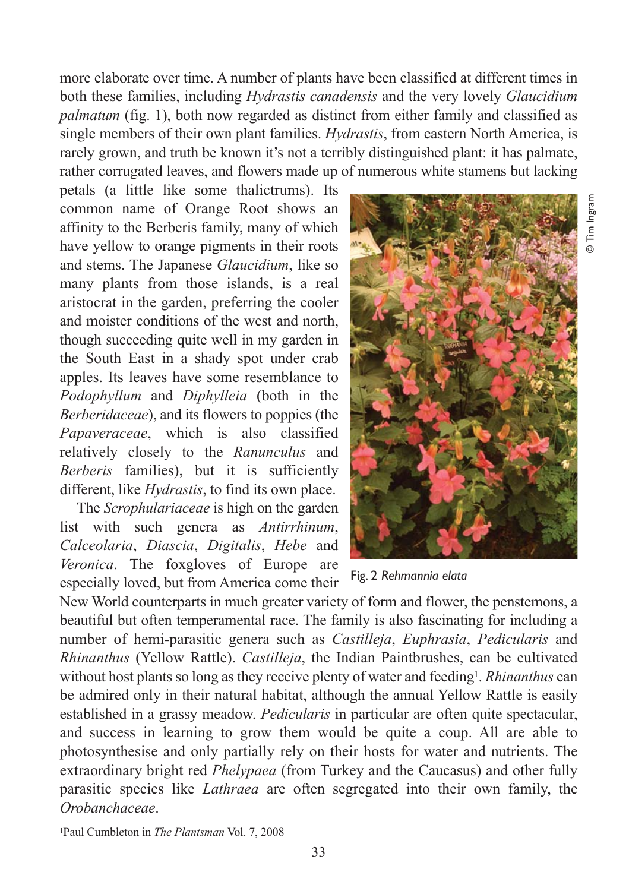more elaborate over time. A number of plants have been classified at different times in both these families, including *Hydrastis canadensis* and the very lovely *Glaucidium palmatum* (fig. 1), both now regarded as distinct from either family and classified as single members of their own plant families. *Hydrastis*, from eastern North America, is rarely grown, and truth be known it's not a terribly distinguished plant: it has palmate, rather corrugated leaves, and flowers made up of numerous white stamens but lacking petals (a little like some thalictrums). Its common name of Orange Root shows an affinity to the Berberis family, many of which have yellow to orange pigments in their roots and stems. The Japanese *Glaucidium*, like so many plants from those islands, is a real aristocrat in the garden, preferring the cooler and moister conditions of the west and north, though succeeding quite well in my garden in the South East in a shady spot under crab apples. Its leaves have some resemblance to *Podophyllum* and *Diphylleia* (both in the *Berberidaceae*), and its flowers to poppies (the *Papaveraceae*, which is also classified relatively closely to the *Ranunculus* and *Berberis* families), but it is sufficiently different, like *Hydrastis*, to find its own place.

Fig. 2 *Rehmannia elata*

© Tim Ingram

The *Scrophulariaceae* is high on the garden list with such genera as *Antirrhinum*, *Calceolaria*, *Diascia*, *Digitalis*, *Hebe* and *Veronica*. The foxgloves of Europe are especially loved, but from America come their New World counterparts in much greater variety of form and flower, the penstemons, a beautiful but often temperamental race. The family is also fascinating for including a number of hemi-parasitic genera such as *Castilleja*, *Euphrasia*, *Pedicularis* and *Rhinanthus* (Yellow Rattle). *Castilleja*, the Indian Paintbrushes, can be cultivated without host plants so long as they receive plenty of water and feeding[1]. *Rhinanthus* can be admired only in their natural habitat, although the annual Yellow Rattle is easily established in a grassy meadow. *Pedicularis* in particular are often quite spectacular, and success in learning to grow them would be quite a coup. All are able to photosynthesise and only partially rely on their hosts for water and nutrients. The extraordinary bright red *Phelypaea* (from Turkey and the Caucasus) and other fully parasitic species like *Lathraea* are often segregated into their own family, the *Orobanchaceae*.

[1]Paul Cumbleton in *The Plantsman* Vol. 7, 2008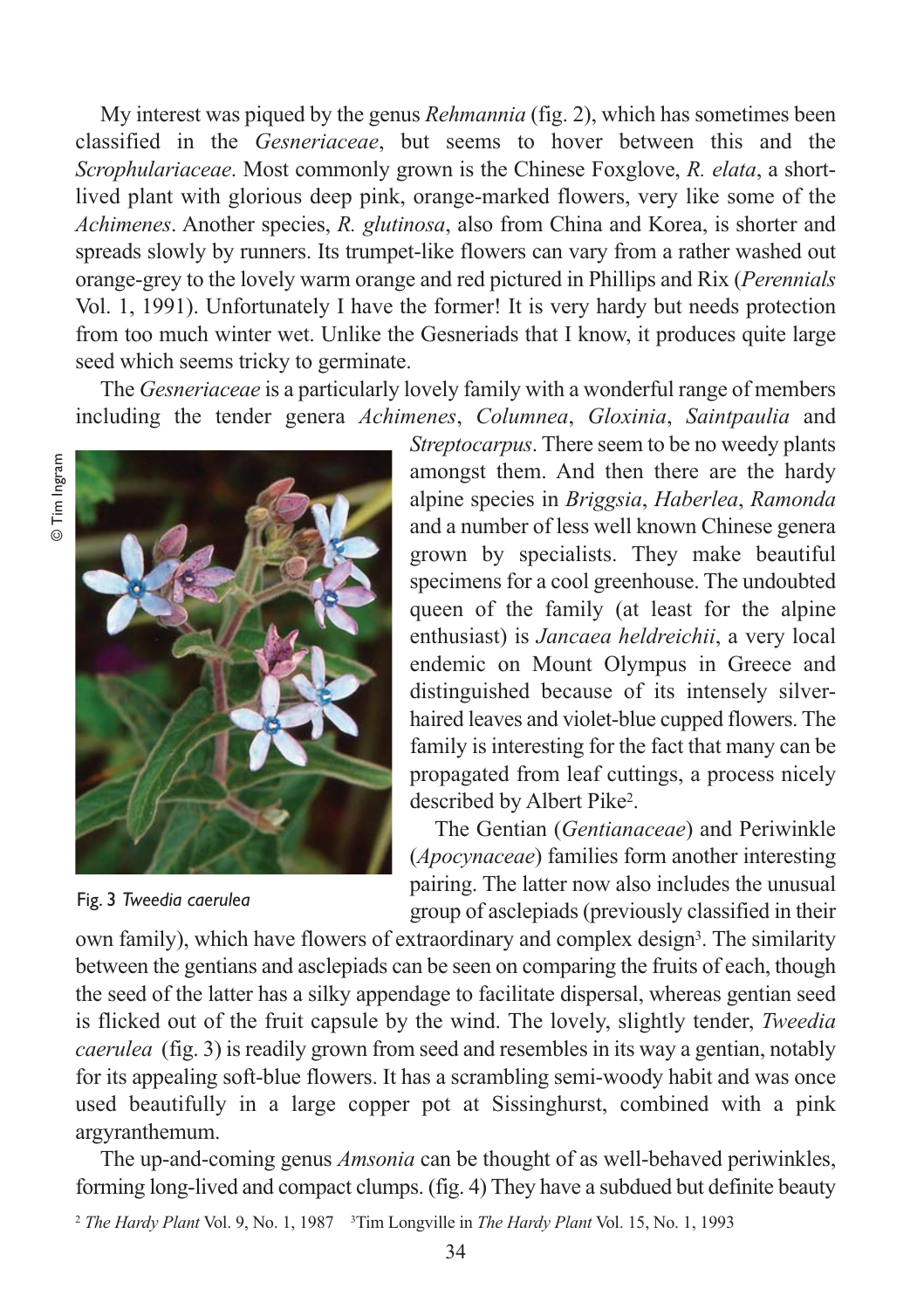My interest was piqued by the genus *Rehmannia* (fig. 2), which has sometimes been classified in the *Gesneriaceae*, but seems to hover between this and the *Scrophulariaceae*. Most commonly grown is the Chinese Foxglove, *R. elata*, a short-lived plant with glorious deep pink, orange-marked flowers, very like some of the *Achimenes*. Another species, *R. glutinosa*, also from China and Korea, is shorter and spreads slowly by runners. Its trumpet-like flowers can vary from a rather washed out orange-grey to the lovely warm orange and red pictured in Phillips and Rix (*Perennials* Vol. 1, 1991). Unfortunately I have the former! It is very hardy but needs protection from too much winter wet. Unlike the Gesneriads that I know, it produces quite large seed which seems tricky to germinate.

The *Gesneriaceae* is a particularly lovely family with a wonderful range of members including the tender genera *Achimenes*, *Columnea*, *Gloxinia*, *Saintpaulia* and *Streptocarpus*. There seem to be no weedy plants amongst them. And then there are the hardy alpine species in *Briggsia*, *Haberlea*, *Ramonda* and a number of less well known Chinese genera grown by specialists. They make beautiful specimens for a cool greenhouse. The undoubted queen of the family (at least for the alpine enthusiast) is *Jancaea heldreichii*, a very local endemic on Mount Olympus in Greece and distinguished because of its intensely silver-haired leaves and violet-blue cupped flowers. The family is interesting for the fact that many can be propagated from leaf cuttings, a process nicely described by Albert Pike[2].

© Tim Ingram

Fig. 3 *Tweedia caerulea*

The Gentian (*Gentianaceae*) and Periwinkle (*Apocynaceae*) families form another interesting pairing. The latter now also includes the unusual group of asclepiads (previously classified in their own family), which have flowers of extraordinary and complex design[3]. The similarity between the gentians and asclepiads can be seen on comparing the fruits of each, though the seed of the latter has a silky appendage to facilitate dispersal, whereas gentian seed is flicked out of the fruit capsule by the wind. The lovely, slightly tender, *Tweedia caerulea* (fig. 3) is readily grown from seed and resembles in its way a gentian, notably for its appealing soft-blue flowers. It has a scrambling semi-woody habit and was once used beautifully in a large copper pot at Sissinghurst, combined with a pink argyranthemum.

The up-and-coming genus *Amsonia* can be thought of as well-behaved periwinkles, forming long-lived and compact clumps. (fig. 4) They have a subdued but definite beauty

[2] *The Hardy Plant* Vol. 9, No. 1, 1987 [3] Tim Longville in *The Hardy Plant* Vol. 15, No. 1, 1993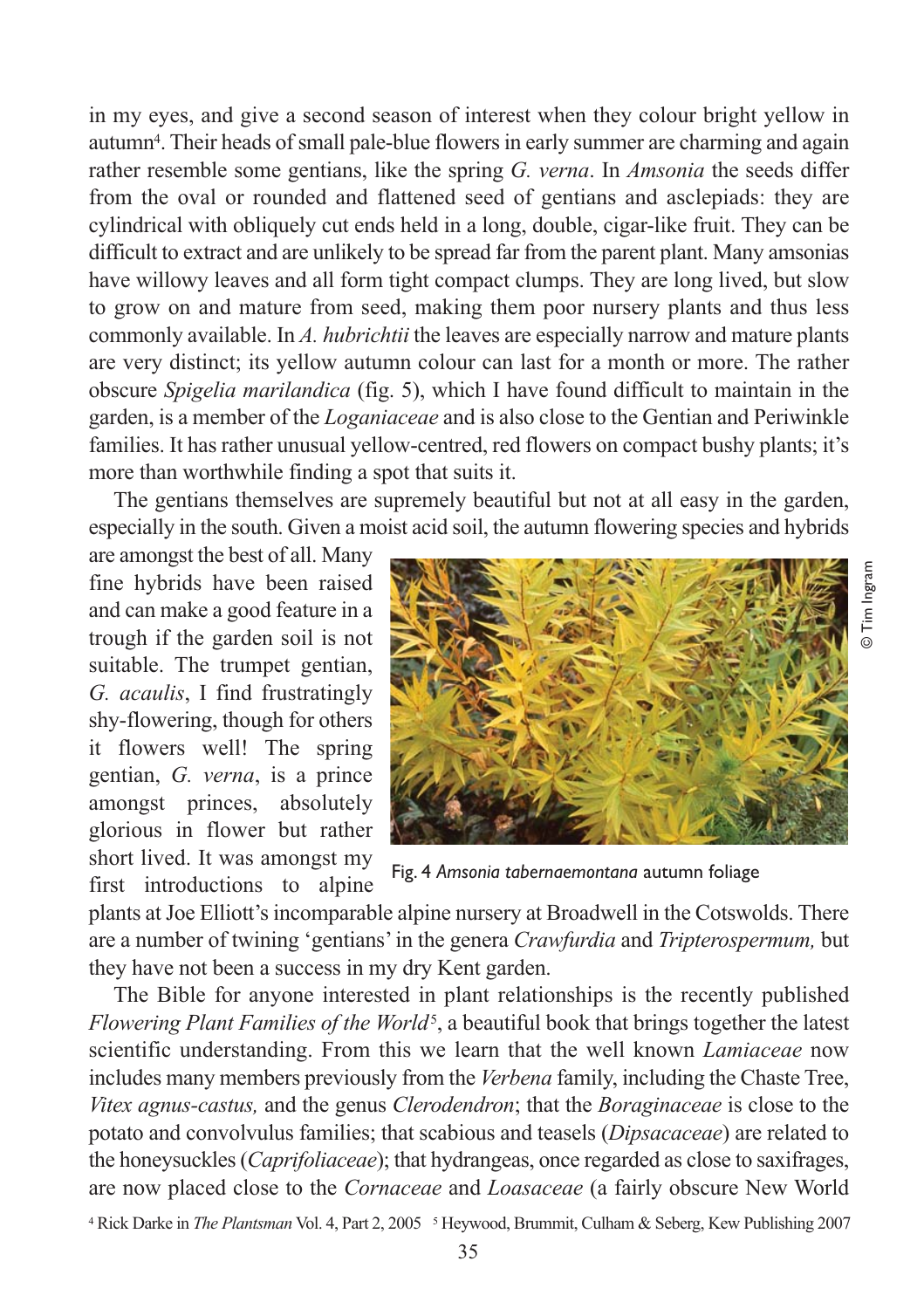in my eyes, and give a second season of interest when they colour bright yellow in autumn[4]. Their heads of small pale-blue flowers in early summer are charming and again rather resemble some gentians, like the spring *G. verna*. In *Amsonia* the seeds differ from the oval or rounded and flattened seed of gentians and asclepiads: they are cylindrical with obliquely cut ends held in a long, double, cigar-like fruit. They can be difficult to extract and are unlikely to be spread far from the parent plant. Many amsonias have willowy leaves and all form tight compact clumps. They are long lived, but slow to grow on and mature from seed, making them poor nursery plants and thus less commonly available. In *A. hubrichtii* the leaves are especially narrow and mature plants are very distinct; its yellow autumn colour can last for a month or more. The rather obscure *Spigelia marilandica* (fig. 5), which I have found difficult to maintain in the garden, is a member of the *Loganiaceae* and is also close to the Gentian and Periwinkle families. It has rather unusual yellow-centred, red flowers on compact bushy plants; it's more than worthwhile finding a spot that suits it.

The gentians themselves are supremely beautiful but not at all easy in the garden, especially in the south. Given a moist acid soil, the autumn flowering species and hybrids are amongst the best of all. Many fine hybrids have been raised and can make a good feature in a trough if the garden soil is not suitable. The trumpet gentian, *G. acaulis*, I find frustratingly shy-flowering, though for others it flowers well! The spring gentian, *G. verna*, is a prince amongst princes, absolutely glorious in flower but rather short lived. It was amongst my first introductions to alpine plants at Joe Elliott's incomparable alpine nursery at Broadwell in the Cotswolds. There are a number of twining 'gentians' in the genera *Crawfurdia* and *Tripterospermum,* but they have not been a success in my dry Kent garden.

© Tim Ingram

Fig. 4 *Amsonia tabernaemontana* autumn foliage

The Bible for anyone interested in plant relationships is the recently published *Flowering Plant Families of the World*[5], a beautiful book that brings together the latest scientific understanding. From this we learn that the well known *Lamiaceae* now includes many members previously from the *Verbena* family, including the Chaste Tree, *Vitex agnus-castus,* and the genus *Clerodendron*; that the *Boraginaceae* is close to the potato and convolvulus families; that scabious and teasels (*Dipsacaceae*) are related to the honeysuckles (*Caprifoliaceae*); that hydrangeas, once regarded as close to saxifrages, are now placed close to the *Cornaceae* and *Loasaceae* (a fairly obscure New World

[4] Rick Darke in *The Plantsman* Vol. 4, Part 2, 2005 [5] Heywood, Brummit, Culham & Seberg, Kew Publishing 2007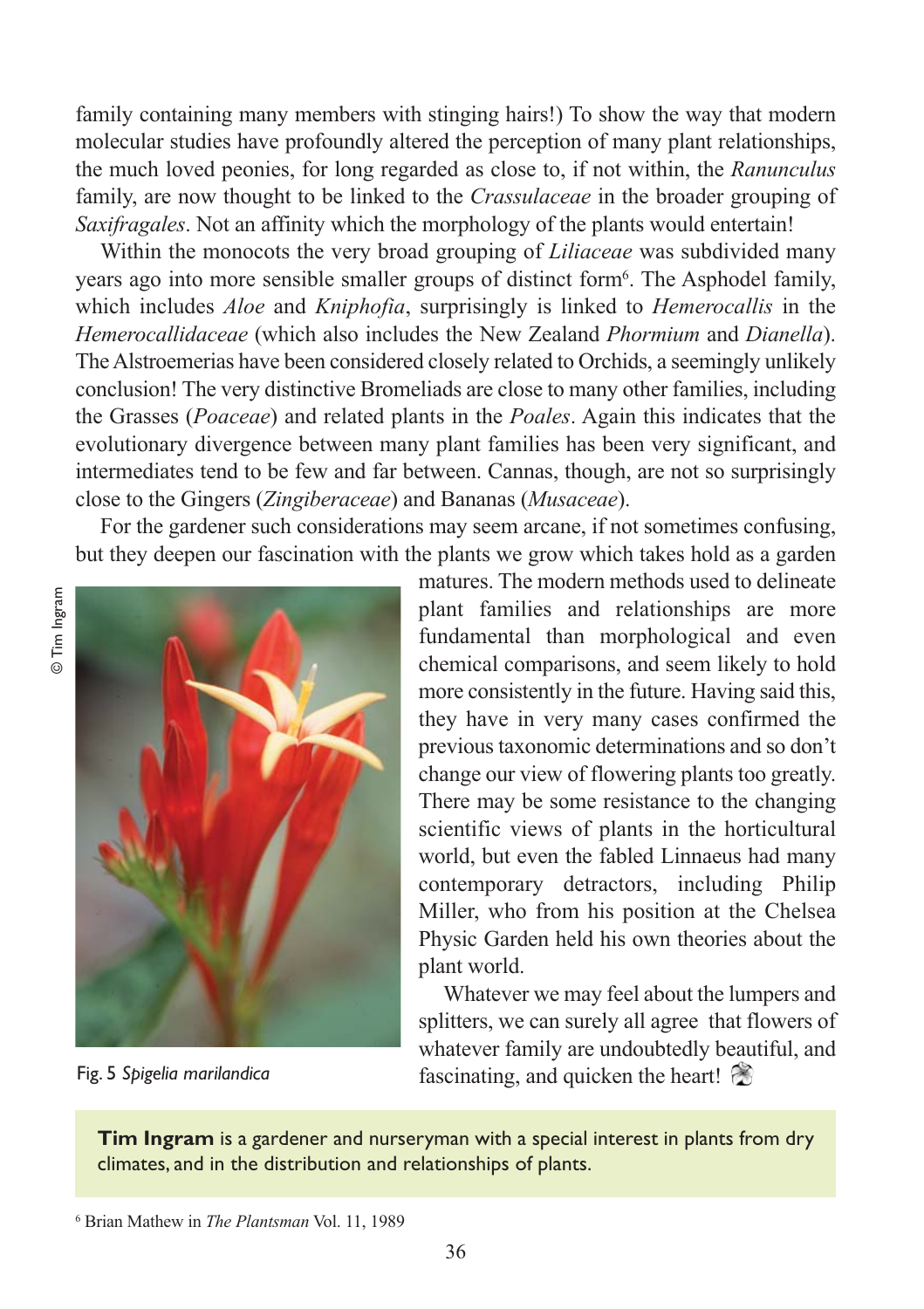family containing many members with stinging hairs!) To show the way that modern molecular studies have profoundly altered the perception of many plant relationships, the much loved peonies, for long regarded as close to, if not within, the *Ranunculus* family, are now thought to be linked to the *Crassulaceae* in the broader grouping of *Saxifragales*. Not an affinity which the morphology of the plants would entertain!

Within the monocots the very broad grouping of *Liliaceae* was subdivided many years ago into more sensible smaller groups of distinct form[6]. The Asphodel family, which includes *Aloe* and *Kniphofia*, surprisingly is linked to *Hemerocallis* in the *Hemerocallidaceae* (which also includes the New Zealand *Phormium* and *Dianella*). The Alstroemerias have been considered closely related to Orchids, a seemingly unlikely conclusion! The very distinctive Bromeliads are close to many other families, including the Grasses (*Poaceae*) and related plants in the *Poales*. Again this indicates that the evolutionary divergence between many plant families has been very significant, and intermediates tend to be few and far between. Cannas, though, are not so surprisingly close to the Gingers (*Zingiberaceae*) and Bananas (*Musaceae*).

For the gardener such considerations may seem arcane, if not sometimes confusing, but they deepen our fascination with the plants we grow which takes hold as a garden matures. The modern methods used to delineate plant families and relationships are more fundamental than morphological and even chemical comparisons, and seem likely to hold more consistently in the future. Having said this, they have in very many cases confirmed the previous taxonomic determinations and so don't change our view of flowering plants too greatly. There may be some resistance to the changing scientific views of plants in the horticultural world, but even the fabled Linnaeus had many contemporary detractors, including Philip Miller, who from his position at the Chelsea Physic Garden held his own theories about the plant world.

© Tim Ingram

Fig. 5 *Spigelia marilandica*

Whatever we may feel about the lumpers and splitters, we can surely all agree that flowers of whatever family are undoubtedly beautiful, and fascinating, and quicken the heart!

**Tim Ingram** is a gardener and nurseryman with a special interest in plants from dry climates, and in the distribution and relationships of plants.

[6] Brian Mathew in *The Plantsman* Vol. 11, 1989